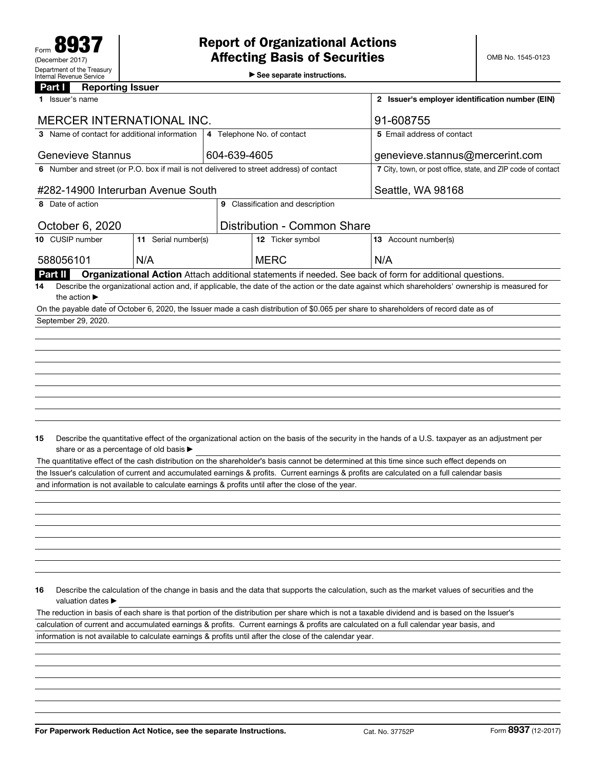Form **8937**
(December 2017)
Department of the Treasury
Internal Revenue Service

# Report of Organizational Actions Affecting Basis of Securities

► See separate instructions.

OMB No. 1545-0123

## Part I Reporting Issuer

| | | | | |
|---|---|---|---|---|
| **1** Issuer's name | | | | **2** Issuer's employer identification number (EIN) |
| MERCER INTERNATIONAL INC. | | | | 91-608755 |
| **3** Name of contact for additional information | | **4** Telephone No. of contact | | **5** Email address of contact |
| Genevieve Stannus | | 604-639-4605 | | genevieve.stannus@mercerint.com |
| **6** Number and street (or P.O. box if mail is not delivered to street address) of contact | | | | **7** City, town, or post office, state, and ZIP code of contact |
| #282-14900 Interurban Avenue South | | | | Seattle, WA 98168 |
| **8** Date of action | | **9** Classification and description | | |
| October 6, 2020 | | Distribution - Common Share | | |
| **10** CUSIP number | **11** Serial number(s) | | **12** Ticker symbol | **13** Account number(s) |
| 588056101 | N/A | | MERC | N/A |

## Part II Organizational Action

Attach additional statements if needed. See back of form for additional questions.

**14** Describe the organizational action and, if applicable, the date of the action or the date against which shareholders' ownership is measured for the action ►

On the payable date of October 6, 2020, the Issuer made a cash distribution of $0.065 per share to shareholders of record date as of September 29, 2020.

**15** Describe the quantitative effect of the organizational action on the basis of the security in the hands of a U.S. taxpayer as an adjustment per share or as a percentage of old basis ►

The quantitative effect of the cash distribution on the shareholder's basis cannot be determined at this time since such effect depends on the Issuer's calculation of current and accumulated earnings & profits. Current earnings & profits are calculated on a full calendar basis and information is not available to calculate earnings & profits until after the close of the year.

**16** Describe the calculation of the change in basis and the data that supports the calculation, such as the market values of securities and the valuation dates ►

The reduction in basis of each share is that portion of the distribution per share which is not a taxable dividend and is based on the Issuer's calculation of current and accumulated earnings & profits. Current earnings & profits are calculated on a full calendar year basis, and information is not available to calculate earnings & profits until after the close of the calendar year.

For Paperwork Reduction Act Notice, see the separate Instructions. Cat. No. 37752P Form **8937** (12-2017)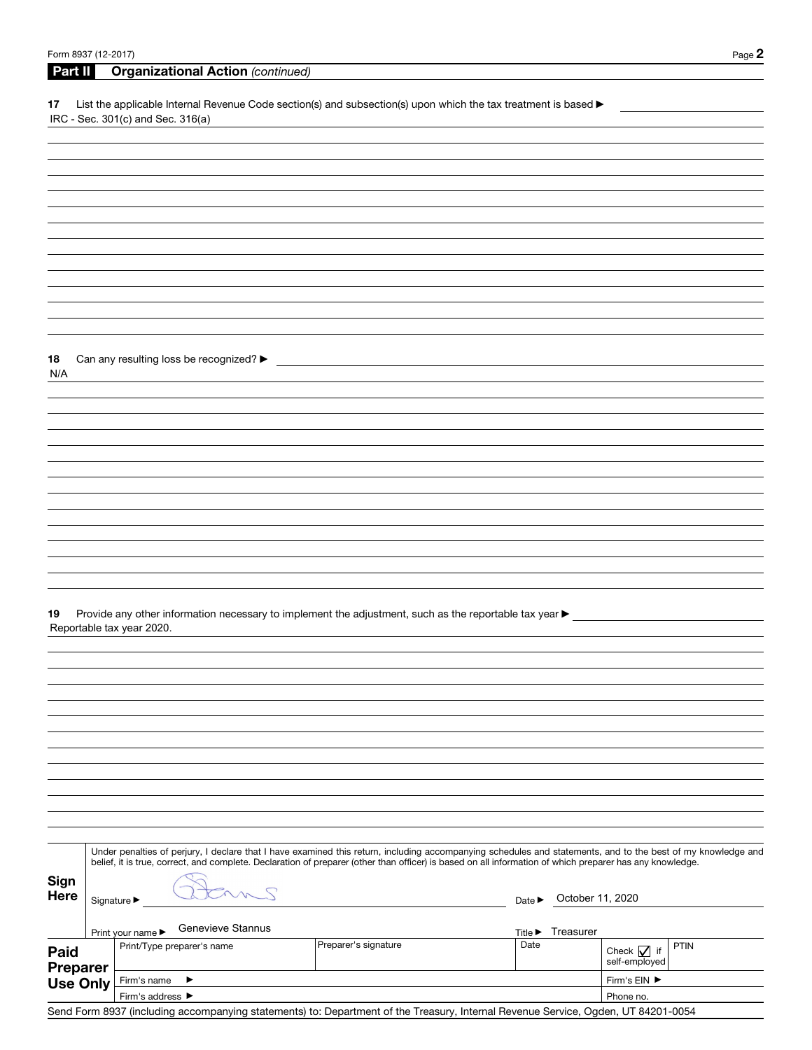Form 8937 (12-2017)

## Part II Organizational Action *(continued)*

**17** List the applicable Internal Revenue Code section(s) and subsection(s) upon which the tax treatment is based ▶

IRC - Sec. 301(c) and Sec. 316(a)

**18** Can any resulting loss be recognized? ▶

N/A

**19** Provide any other information necessary to implement the adjustment, such as the reportable tax year ▶

Reportable tax year 2020.

**Sign Here**

Under penalties of perjury, I declare that I have examined this return, including accompanying schedules and statements, and to the best of my knowledge and belief, it is true, correct, and complete. Declaration of preparer (other than officer) is based on all information of which preparer has any knowledge.

Signature ▶ [signature] Date ▶ October 11, 2020

Print your name ▶ Genevieve Stannus Title ▶ Treasurer

**Paid Preparer Use Only**

| Print/Type preparer's name | Preparer's signature | Date | Check ☑ if self-employed | PTIN |
|---|---|---|---|---|
| Firm's name ▶ | | | Firm's EIN ▶ | |
| Firm's address ▶ | | | Phone no. | |

Send Form 8937 (including accompanying statements) to: Department of the Treasury, Internal Revenue Service, Ogden, UT 84201-0054